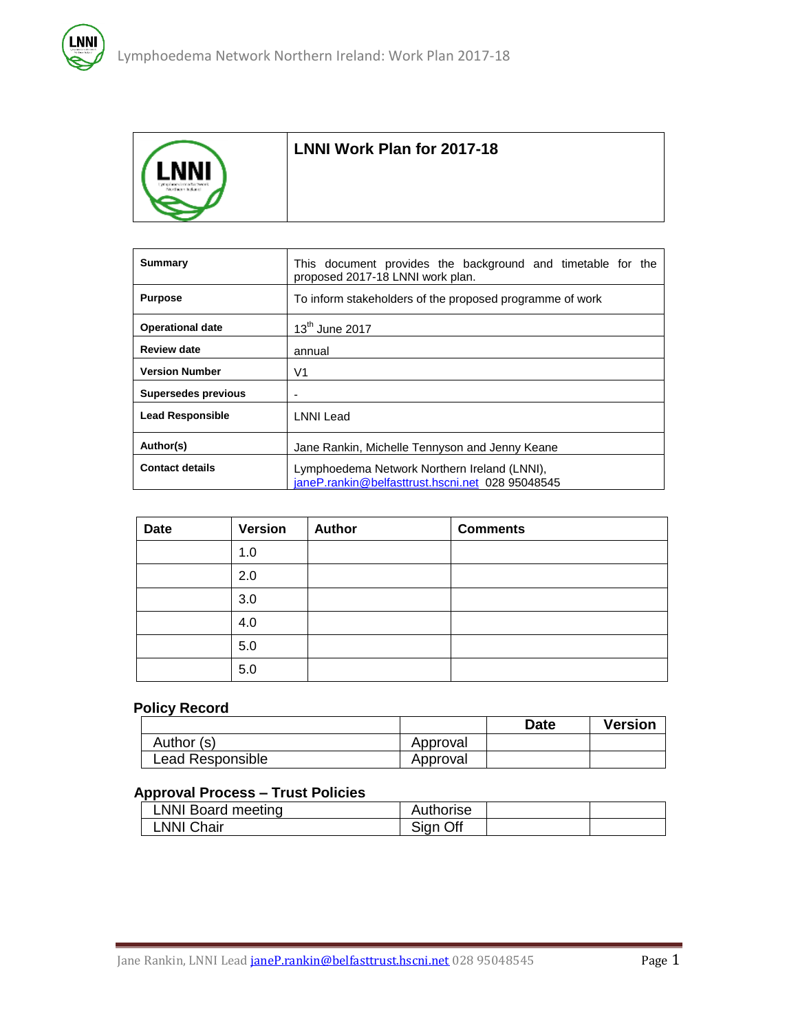# LNNI Work Plan for 2017-18

| | |
|---|---|
| **Summary** | This document provides the background and timetable for the proposed 2017-18 LNNI work plan. |
| **Purpose** | To inform stakeholders of the proposed programme of work |
| **Operational date** | 13th June 2017 |
| **Review date** | annual |
| **Version Number** | V1 |
| **Supersedes previous** | - |
| **Lead Responsible** | LNNI Lead |
| **Author(s)** | Jane Rankin, Michelle Tennyson and Jenny Keane |
| **Contact details** | Lymphoedema Network Northern Ireland (LNNI), janeP.rankin@belfasttrust.hscni.net 028 95048545 |

| Date | Version | Author | Comments |
|---|---|---|---|
| | 1.0 | | |
| | 2.0 | | |
| | 3.0 | | |
| | 4.0 | | |
| | 5.0 | | |
| | 5.0 | | |

## Policy Record

| | | Date | Version |
|---|---|---|---|
| Author (s) | Approval | | |
| Lead Responsible | Approval | | |

## Approval Process – Trust Policies

| | | | |
|---|---|---|---|
| LNNI Board meeting | Authorise | | |
| LNNI Chair | Sign Off | | |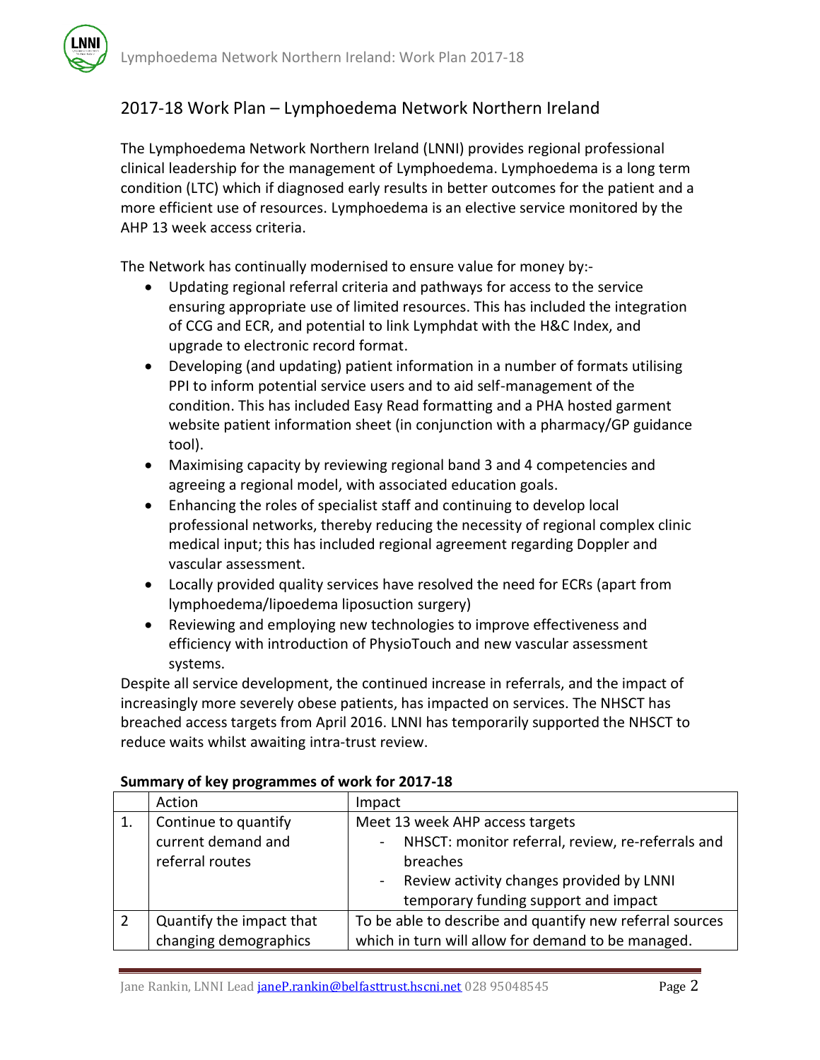## 2017-18 Work Plan – Lymphoedema Network Northern Ireland

The Lymphoedema Network Northern Ireland (LNNI) provides regional professional clinical leadership for the management of Lymphoedema. Lymphoedema is a long term condition (LTC) which if diagnosed early results in better outcomes for the patient and a more efficient use of resources. Lymphoedema is an elective service monitored by the AHP 13 week access criteria.

The Network has continually modernised to ensure value for money by:-

- Updating regional referral criteria and pathways for access to the service ensuring appropriate use of limited resources. This has included the integration of CCG and ECR, and potential to link Lymphdat with the H&C Index, and upgrade to electronic record format.
- Developing (and updating) patient information in a number of formats utilising PPI to inform potential service users and to aid self-management of the condition. This has included Easy Read formatting and a PHA hosted garment website patient information sheet (in conjunction with a pharmacy/GP guidance tool).
- Maximising capacity by reviewing regional band 3 and 4 competencies and agreeing a regional model, with associated education goals.
- Enhancing the roles of specialist staff and continuing to develop local professional networks, thereby reducing the necessity of regional complex clinic medical input; this has included regional agreement regarding Doppler and vascular assessment.
- Locally provided quality services have resolved the need for ECRs (apart from lymphoedema/lipoedema liposuction surgery)
- Reviewing and employing new technologies to improve effectiveness and efficiency with introduction of PhysioTouch and new vascular assessment systems.

Despite all service development, the continued increase in referrals, and the impact of increasingly more severely obese patients, has impacted on services. The NHSCT has breached access targets from April 2016. LNNI has temporarily supported the NHSCT to reduce waits whilst awaiting intra-trust review.

**Summary of key programmes of work for 2017-18**

| | Action | Impact |
|---|---|---|
| 1. | Continue to quantify current demand and referral routes | Meet 13 week AHP access targets<br>- NHSCT: monitor referral, review, re-referrals and breaches<br>- Review activity changes provided by LNNI temporary funding support and impact |
| 2 | Quantify the impact that changing demographics | To be able to describe and quantify new referral sources which in turn will allow for demand to be managed. |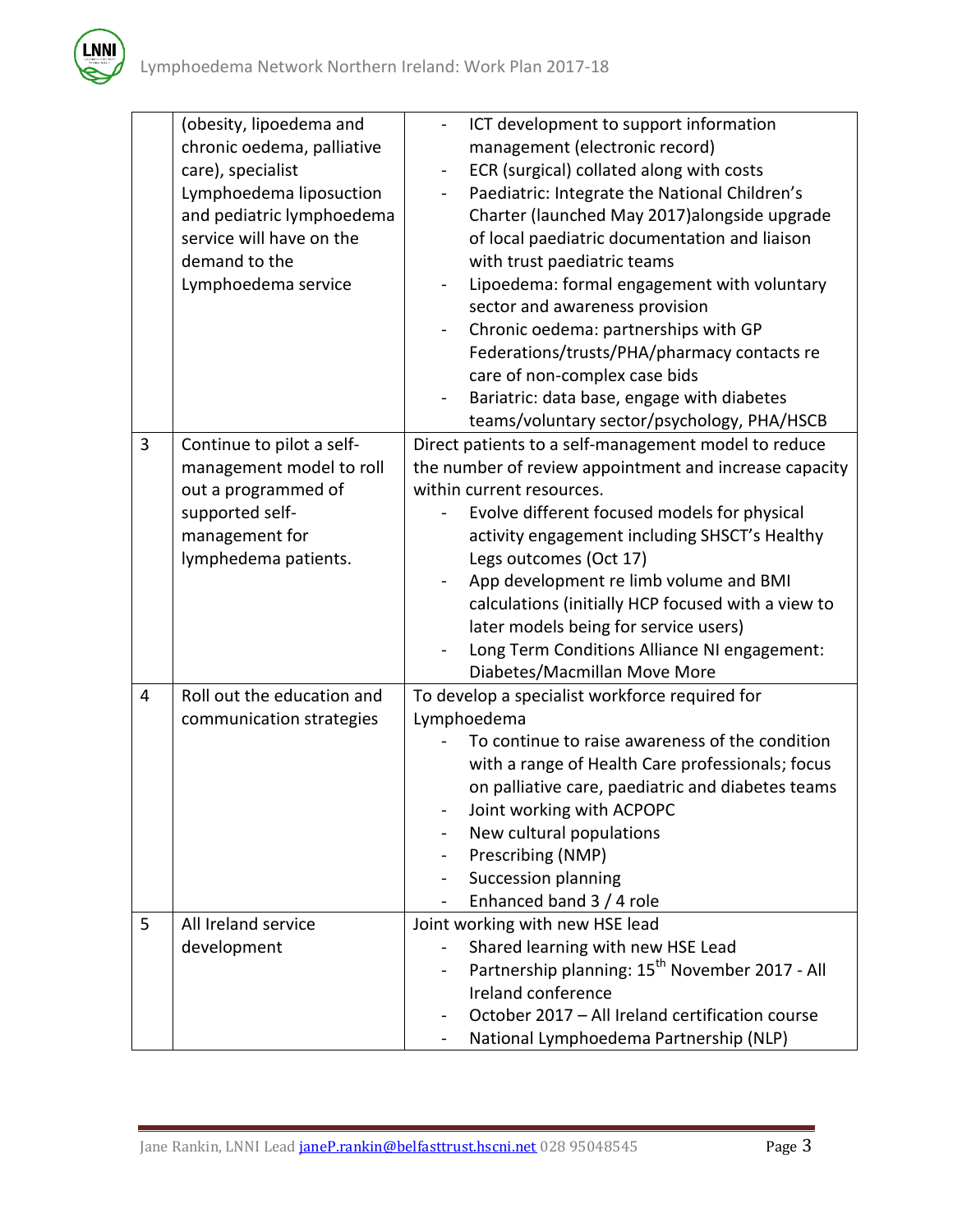| | | |
|---|---|---|
| | (obesity, lipoedema and chronic oedema, palliative care), specialist Lymphoedema liposuction and pediatric lymphoedema service will have on the demand to the Lymphoedema service | - ICT development to support information management (electronic record)<br>- ECR (surgical) collated along with costs<br>- Paediatric: Integrate the National Children's Charter (launched May 2017)alongside upgrade of local paediatric documentation and liaison with trust paediatric teams<br>- Lipoedema: formal engagement with voluntary sector and awareness provision<br>- Chronic oedema: partnerships with GP Federations/trusts/PHA/pharmacy contacts re care of non-complex case bids<br>- Bariatric: data base, engage with diabetes teams/voluntary sector/psychology, PHA/HSCB |
| 3 | Continue to pilot a self-management model to roll out a programmed of supported self-management for lymphedema patients. | Direct patients to a self-management model to reduce the number of review appointment and increase capacity within current resources.<br>- Evolve different focused models for physical activity engagement including SHSCT's Healthy Legs outcomes (Oct 17)<br>- App development re limb volume and BMI calculations (initially HCP focused with a view to later models being for service users)<br>- Long Term Conditions Alliance NI engagement: Diabetes/Macmillan Move More |
| 4 | Roll out the education and communication strategies | To develop a specialist workforce required for Lymphoedema<br>- To continue to raise awareness of the condition with a range of Health Care professionals; focus on palliative care, paediatric and diabetes teams<br>- Joint working with ACPOPC<br>- New cultural populations<br>- Prescribing (NMP)<br>- Succession planning<br>- Enhanced band 3 / 4 role |
| 5 | All Ireland service development | Joint working with new HSE lead<br>- Shared learning with new HSE Lead<br>- Partnership planning: 15th November 2017 - All Ireland conference<br>- October 2017 – All Ireland certification course<br>- National Lymphoedema Partnership (NLP) |

Jane Rankin, LNNI Lead janeP.rankin@belfasttrust.hscni.net 028 95048545